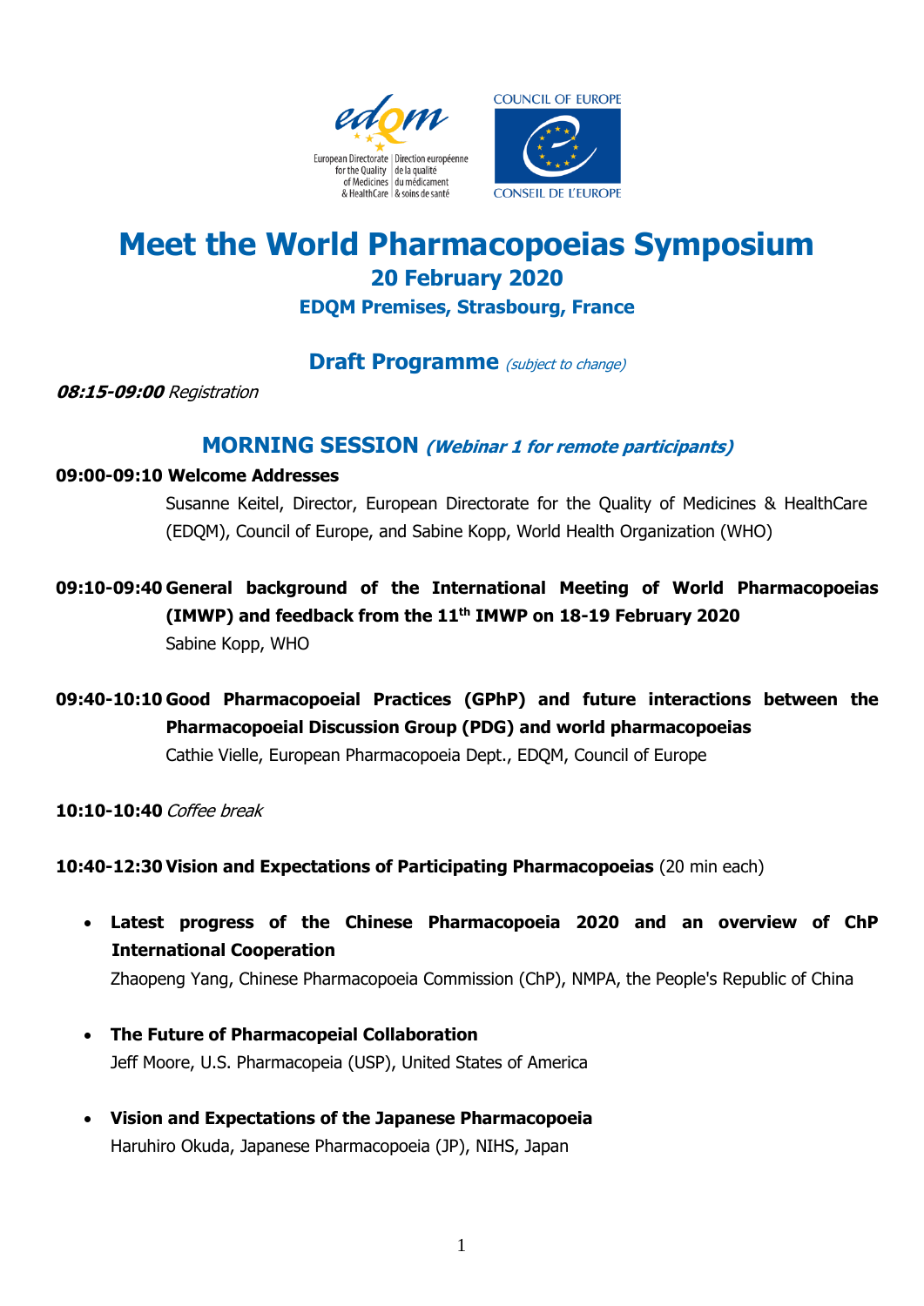# Meet the World Pharmacopoeias Symposium

## 20 February 2020

### EDQM Premises, Strasbourg, France

## Draft Programme *(subject to change)*

***08:15-09:00*** *Registration*

## MORNING SESSION *(Webinar 1 for remote participants)*

**09:00-09:10 Welcome Addresses**

Susanne Keitel, Director, European Directorate for the Quality of Medicines & HealthCare (EDQM), Council of Europe, and Sabine Kopp, World Health Organization (WHO)

**09:10-09:40 General background of the International Meeting of World Pharmacopoeias (IMWP) and feedback from the 11th IMWP on 18-19 February 2020**

Sabine Kopp, WHO

**09:40-10:10 Good Pharmacopoeial Practices (GPhP) and future interactions between the Pharmacopoeial Discussion Group (PDG) and world pharmacopoeias**

Cathie Vielle, European Pharmacopoeia Dept., EDQM, Council of Europe

**10:10-10:40** *Coffee break*

**10:40-12:30 Vision and Expectations of Participating Pharmacopoeias** (20 min each)

- **Latest progress of the Chinese Pharmacopoeia 2020 and an overview of ChP International Cooperation**
  Zhaopeng Yang, Chinese Pharmacopoeia Commission (ChP), NMPA, the People's Republic of China

- **The Future of Pharmacopeial Collaboration**
  Jeff Moore, U.S. Pharmacopeia (USP), United States of America

- **Vision and Expectations of the Japanese Pharmacopoeia**
  Haruhiro Okuda, Japanese Pharmacopoeia (JP), NIHS, Japan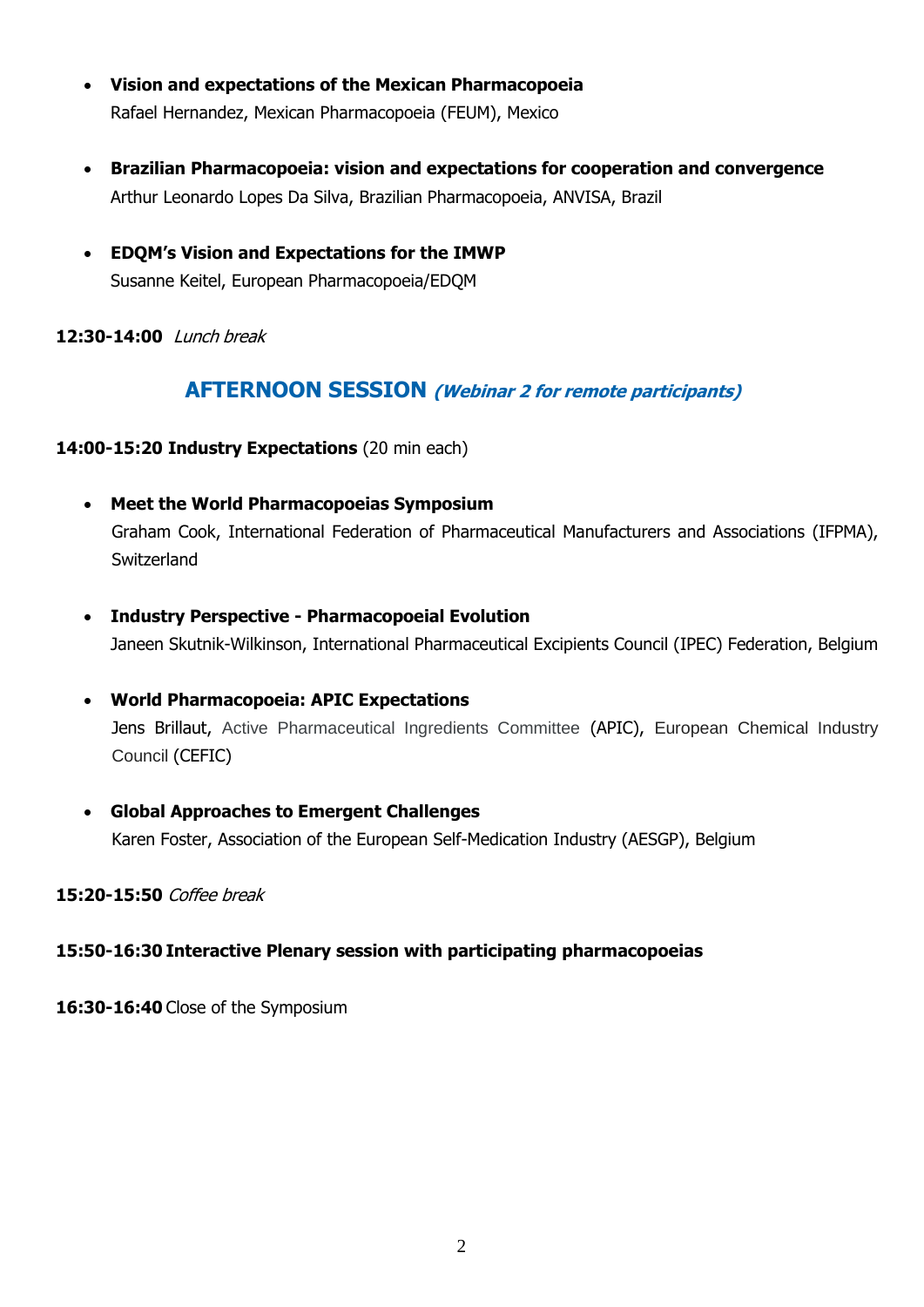- **Vision and expectations of the Mexican Pharmacopoeia**
  Rafael Hernandez, Mexican Pharmacopoeia (FEUM), Mexico

- **Brazilian Pharmacopoeia: vision and expectations for cooperation and convergence**
  Arthur Leonardo Lopes Da Silva, Brazilian Pharmacopoeia, ANVISA, Brazil

- **EDQM's Vision and Expectations for the IMWP**
  Susanne Keitel, European Pharmacopoeia/EDQM

**12:30-14:00** *Lunch break*

## AFTERNOON SESSION *(Webinar 2 for remote participants)*

**14:00-15:20 Industry Expectations** (20 min each)

- **Meet the World Pharmacopoeias Symposium**
  Graham Cook, International Federation of Pharmaceutical Manufacturers and Associations (IFPMA), Switzerland

- **Industry Perspective - Pharmacopoeial Evolution**
  Janeen Skutnik-Wilkinson, International Pharmaceutical Excipients Council (IPEC) Federation, Belgium

- **World Pharmacopoeia: APIC Expectations**
  Jens Brillaut, Active Pharmaceutical Ingredients Committee (APIC), European Chemical Industry Council (CEFIC)

- **Global Approaches to Emergent Challenges**
  Karen Foster, Association of the European Self-Medication Industry (AESGP), Belgium

**15:20-15:50** *Coffee break*

**15:50-16:30 Interactive Plenary session with participating pharmacopoeias**

**16:30-16:40** Close of the Symposium